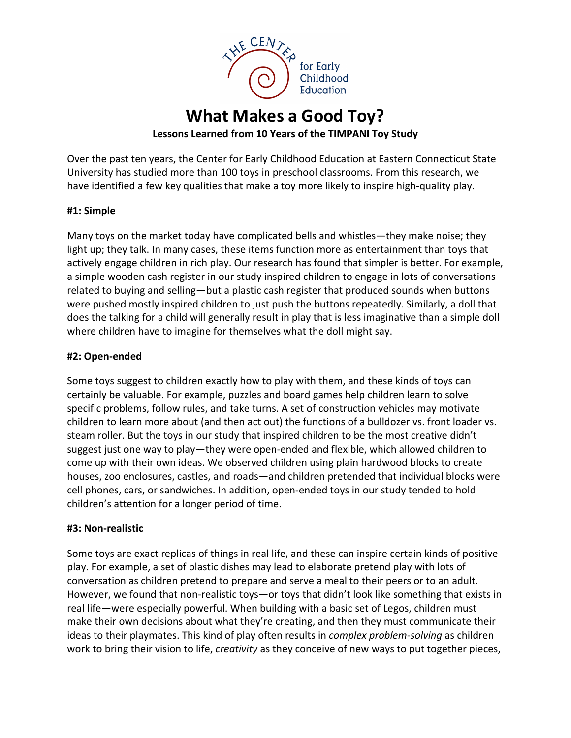THE CENTER for Early Childhood Education

# What Makes a Good Toy?

**Lessons Learned from 10 Years of the TIMPANI Toy Study**

Over the past ten years, the Center for Early Childhood Education at Eastern Connecticut State University has studied more than 100 toys in preschool classrooms. From this research, we have identified a few key qualities that make a toy more likely to inspire high-quality play.

### #1: Simple

Many toys on the market today have complicated bells and whistles—they make noise; they light up; they talk. In many cases, these items function more as entertainment than toys that actively engage children in rich play. Our research has found that simpler is better. For example, a simple wooden cash register in our study inspired children to engage in lots of conversations related to buying and selling—but a plastic cash register that produced sounds when buttons were pushed mostly inspired children to just push the buttons repeatedly. Similarly, a doll that does the talking for a child will generally result in play that is less imaginative than a simple doll where children have to imagine for themselves what the doll might say.

### #2: Open-ended

Some toys suggest to children exactly how to play with them, and these kinds of toys can certainly be valuable. For example, puzzles and board games help children learn to solve specific problems, follow rules, and take turns. A set of construction vehicles may motivate children to learn more about (and then act out) the functions of a bulldozer vs. front loader vs. steam roller. But the toys in our study that inspired children to be the most creative didn't suggest just one way to play—they were open-ended and flexible, which allowed children to come up with their own ideas. We observed children using plain hardwood blocks to create houses, zoo enclosures, castles, and roads—and children pretended that individual blocks were cell phones, cars, or sandwiches. In addition, open-ended toys in our study tended to hold children's attention for a longer period of time.

### #3: Non-realistic

Some toys are exact replicas of things in real life, and these can inspire certain kinds of positive play. For example, a set of plastic dishes may lead to elaborate pretend play with lots of conversation as children pretend to prepare and serve a meal to their peers or to an adult. However, we found that non-realistic toys—or toys that didn't look like something that exists in real life—were especially powerful. When building with a basic set of Legos, children must make their own decisions about what they're creating, and then they must communicate their ideas to their playmates. This kind of play often results in *complex problem-solving* as children work to bring their vision to life, *creativity* as they conceive of new ways to put together pieces,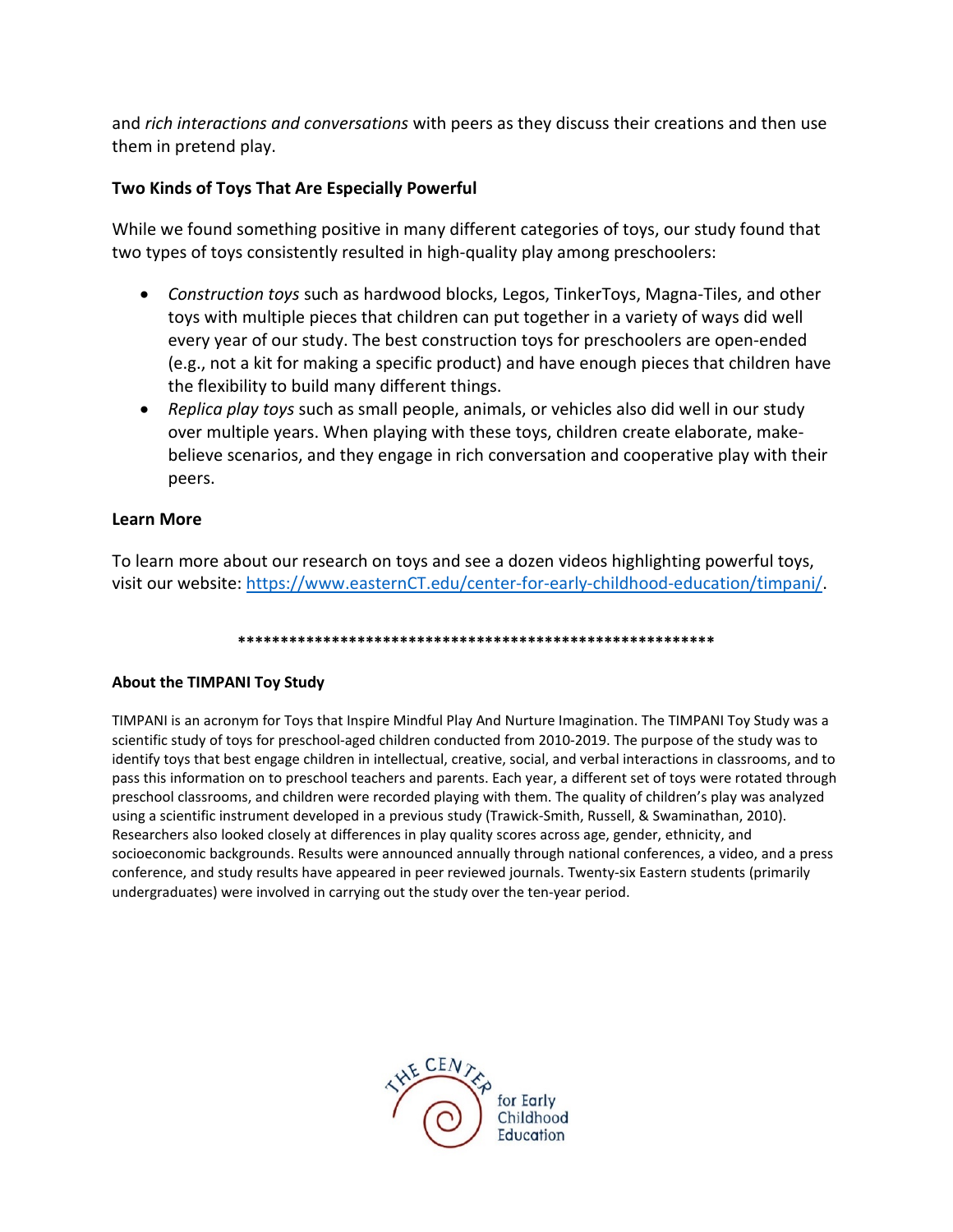and *rich interactions and conversations* with peers as they discuss their creations and then use them in pretend play.

**Two Kinds of Toys That Are Especially Powerful**

While we found something positive in many different categories of toys, our study found that two types of toys consistently resulted in high-quality play among preschoolers:

- *Construction toys* such as hardwood blocks, Legos, TinkerToys, Magna-Tiles, and other toys with multiple pieces that children can put together in a variety of ways did well every year of our study. The best construction toys for preschoolers are open-ended (e.g., not a kit for making a specific product) and have enough pieces that children have the flexibility to build many different things.
- *Replica play toys* such as small people, animals, or vehicles also did well in our study over multiple years. When playing with these toys, children create elaborate, make-believe scenarios, and they engage in rich conversation and cooperative play with their peers.

**Learn More**

To learn more about our research on toys and see a dozen videos highlighting powerful toys, visit our website: [https://www.easternCT.edu/center-for-early-childhood-education/timpani/](https://www.easternCT.edu/center-for-early-childhood-education/timpani/).

*******************************************************

**About the TIMPANI Toy Study**

TIMPANI is an acronym for Toys that Inspire Mindful Play And Nurture Imagination. The TIMPANI Toy Study was a scientific study of toys for preschool-aged children conducted from 2010-2019. The purpose of the study was to identify toys that best engage children in intellectual, creative, social, and verbal interactions in classrooms, and to pass this information on to preschool teachers and parents. Each year, a different set of toys were rotated through preschool classrooms, and children were recorded playing with them. The quality of children's play was analyzed using a scientific instrument developed in a previous study (Trawick-Smith, Russell, & Swaminathan, 2010). Researchers also looked closely at differences in play quality scores across age, gender, ethnicity, and socioeconomic backgrounds. Results were announced annually through national conferences, a video, and a press conference, and study results have appeared in peer reviewed journals. Twenty-six Eastern students (primarily undergraduates) were involved in carrying out the study over the ten-year period.

THE CENTER for Early Childhood Education